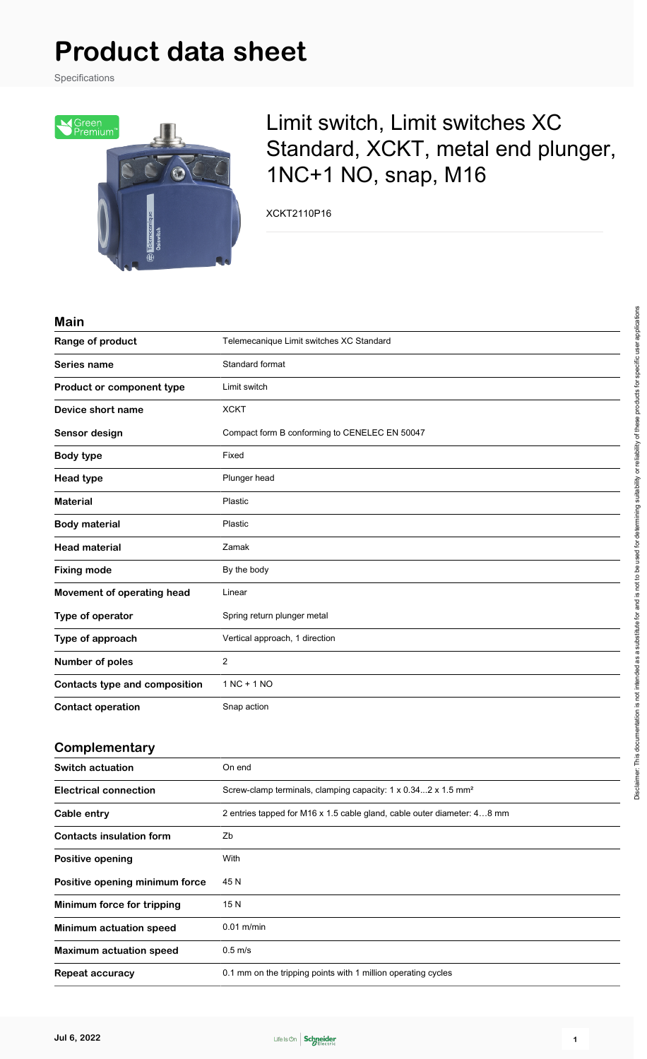# Product data sheet

Specifications

## Limit switch, Limit switches XC Standard, XCKT, metal end plunger, 1NC+1 NO, snap, M16

XCKT2110P16

### Main

| | |
|---|---|
| **Range of product** | Telemecanique Limit switches XC Standard |
| **Series name** | Standard format |
| **Product or component type** | Limit switch |
| **Device short name** | XCKT |
| **Sensor design** | Compact form B conforming to CENELEC EN 50047 |
| **Body type** | Fixed |
| **Head type** | Plunger head |
| **Material** | Plastic |
| **Body material** | Plastic |
| **Head material** | Zamak |
| **Fixing mode** | By the body |
| **Movement of operating head** | Linear |
| **Type of operator** | Spring return plunger metal |
| **Type of approach** | Vertical approach, 1 direction |
| **Number of poles** | 2 |
| **Contacts type and composition** | 1 NC + 1 NO |
| **Contact operation** | Snap action |

### Complementary

| | |
|---|---|
| **Switch actuation** | On end |
| **Electrical connection** | Screw-clamp terminals, clamping capacity: 1 x 0.34...2 x 1.5 mm² |
| **Cable entry** | 2 entries tapped for M16 x 1.5 cable gland, cable outer diameter: 4…8 mm |
| **Contacts insulation form** | Zb |
| **Positive opening** | With |
| **Positive opening minimum force** | 45 N |
| **Minimum force for tripping** | 15 N |
| **Minimum actuation speed** | 0.01 m/min |
| **Maximum actuation speed** | 0.5 m/s |
| **Repeat accuracy** | 0.1 mm on the tripping points with 1 million operating cycles |

Disclaimer: This documentation is not intended as a substitute for and is not to be used for determining suitability or reliability of these products for specific user applications

Jul 6, 2022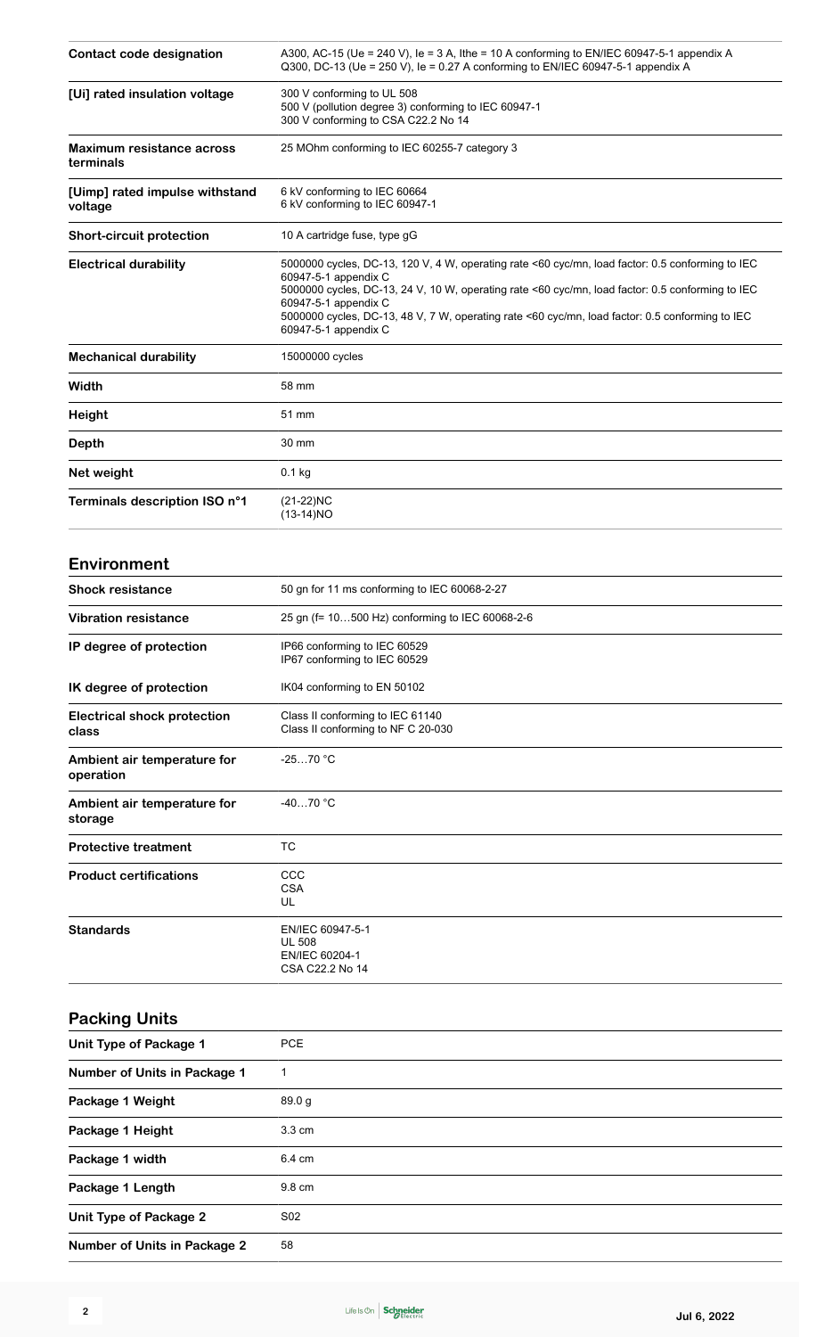| | |
|---|---|
| **Contact code designation** | A300, AC-15 (Ue = 240 V), Ie = 3 A, Ithe = 10 A conforming to EN/IEC 60947-5-1 appendix A<br>Q300, DC-13 (Ue = 250 V), Ie = 0.27 A conforming to EN/IEC 60947-5-1 appendix A |
| **[Ui] rated insulation voltage** | 300 V conforming to UL 508<br>500 V (pollution degree 3) conforming to IEC 60947-1<br>300 V conforming to CSA C22.2 No 14 |
| **Maximum resistance across terminals** | 25 MOhm conforming to IEC 60255-7 category 3 |
| **[Uimp] rated impulse withstand voltage** | 6 kV conforming to IEC 60664<br>6 kV conforming to IEC 60947-1 |
| **Short-circuit protection** | 10 A cartridge fuse, type gG |
| **Electrical durability** | 5000000 cycles, DC-13, 120 V, 4 W, operating rate <60 cyc/mn, load factor: 0.5 conforming to IEC 60947-5-1 appendix C<br>5000000 cycles, DC-13, 24 V, 10 W, operating rate <60 cyc/mn, load factor: 0.5 conforming to IEC 60947-5-1 appendix C<br>5000000 cycles, DC-13, 48 V, 7 W, operating rate <60 cyc/mn, load factor: 0.5 conforming to IEC 60947-5-1 appendix C |
| **Mechanical durability** | 15000000 cycles |
| **Width** | 58 mm |
| **Height** | 51 mm |
| **Depth** | 30 mm |
| **Net weight** | 0.1 kg |
| **Terminals description ISO n°1** | (21-22)NC<br>(13-14)NO |

## Environment

| | |
|---|---|
| **Shock resistance** | 50 gn for 11 ms conforming to IEC 60068-2-27 |
| **Vibration resistance** | 25 gn (f= 10…500 Hz) conforming to IEC 60068-2-6 |
| **IP degree of protection** | IP66 conforming to IEC 60529<br>IP67 conforming to IEC 60529 |
| **IK degree of protection** | IK04 conforming to EN 50102 |
| **Electrical shock protection class** | Class II conforming to IEC 61140<br>Class II conforming to NF C 20-030 |
| **Ambient air temperature for operation** | -25…70 °C |
| **Ambient air temperature for storage** | -40…70 °C |
| **Protective treatment** | TC |
| **Product certifications** | CCC<br>CSA<br>UL |
| **Standards** | EN/IEC 60947-5-1<br>UL 508<br>EN/IEC 60204-1<br>CSA C22.2 No 14 |

## Packing Units

| | |
|---|---|
| **Unit Type of Package 1** | PCE |
| **Number of Units in Package 1** | 1 |
| **Package 1 Weight** | 89.0 g |
| **Package 1 Height** | 3.3 cm |
| **Package 1 width** | 6.4 cm |
| **Package 1 Length** | 9.8 cm |
| **Unit Type of Package 2** | S02 |
| **Number of Units in Package 2** | 58 |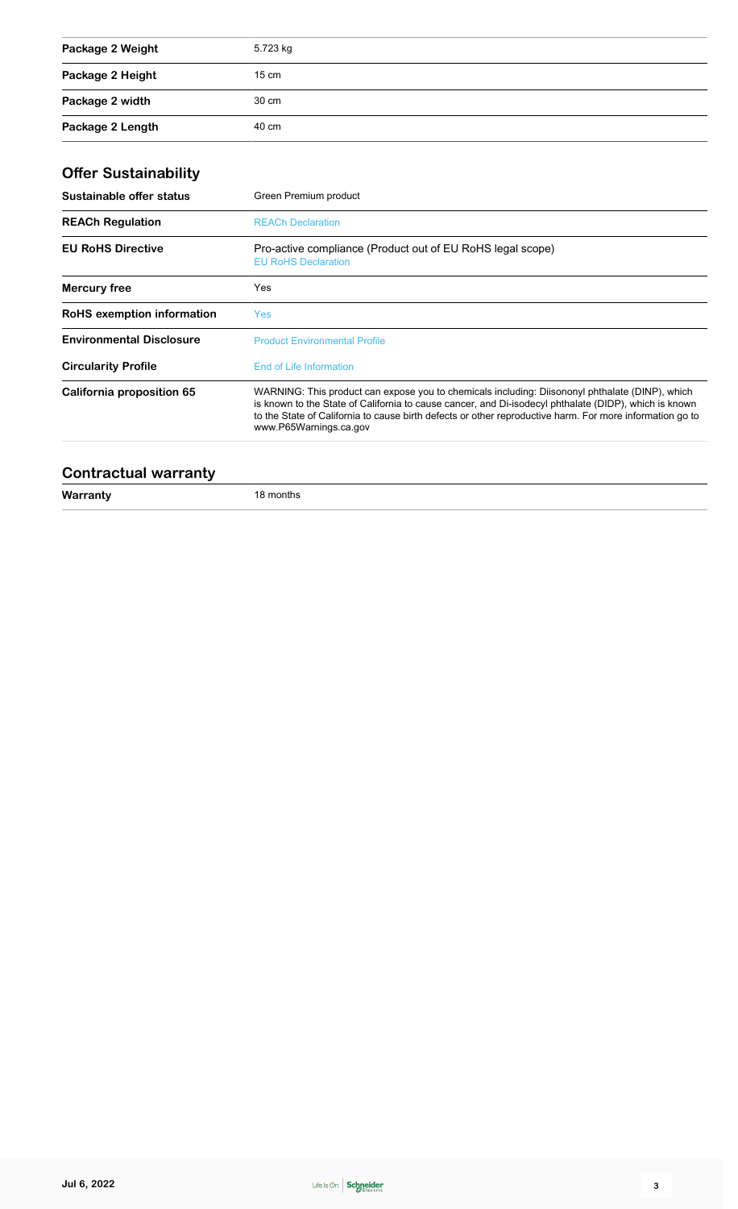| | |
|---|---|
| **Package 2 Weight** | 5.723 kg |
| **Package 2 Height** | 15 cm |
| **Package 2 width** | 30 cm |
| **Package 2 Length** | 40 cm |

## Offer Sustainability

| | |
|---|---|
| **Sustainable offer status** | Green Premium product |
| **REACh Regulation** | REACh Declaration |
| **EU RoHS Directive** | Pro-active compliance (Product out of EU RoHS legal scope)<br>EU RoHS Declaration |
| **Mercury free** | Yes |
| **RoHS exemption information** | Yes |
| **Environmental Disclosure** | Product Environmental Profile |
| **Circularity Profile** | End of Life Information |
| **California proposition 65** | WARNING: This product can expose you to chemicals including: Diisononyl phthalate (DINP), which is known to the State of California to cause cancer, and Di-isodecyl phthalate (DIDP), which is known to the State of California to cause birth defects or other reproductive harm. For more information go to www.P65Warnings.ca.gov |

## Contractual warranty

| | |
|---|---|
| **Warranty** | 18 months |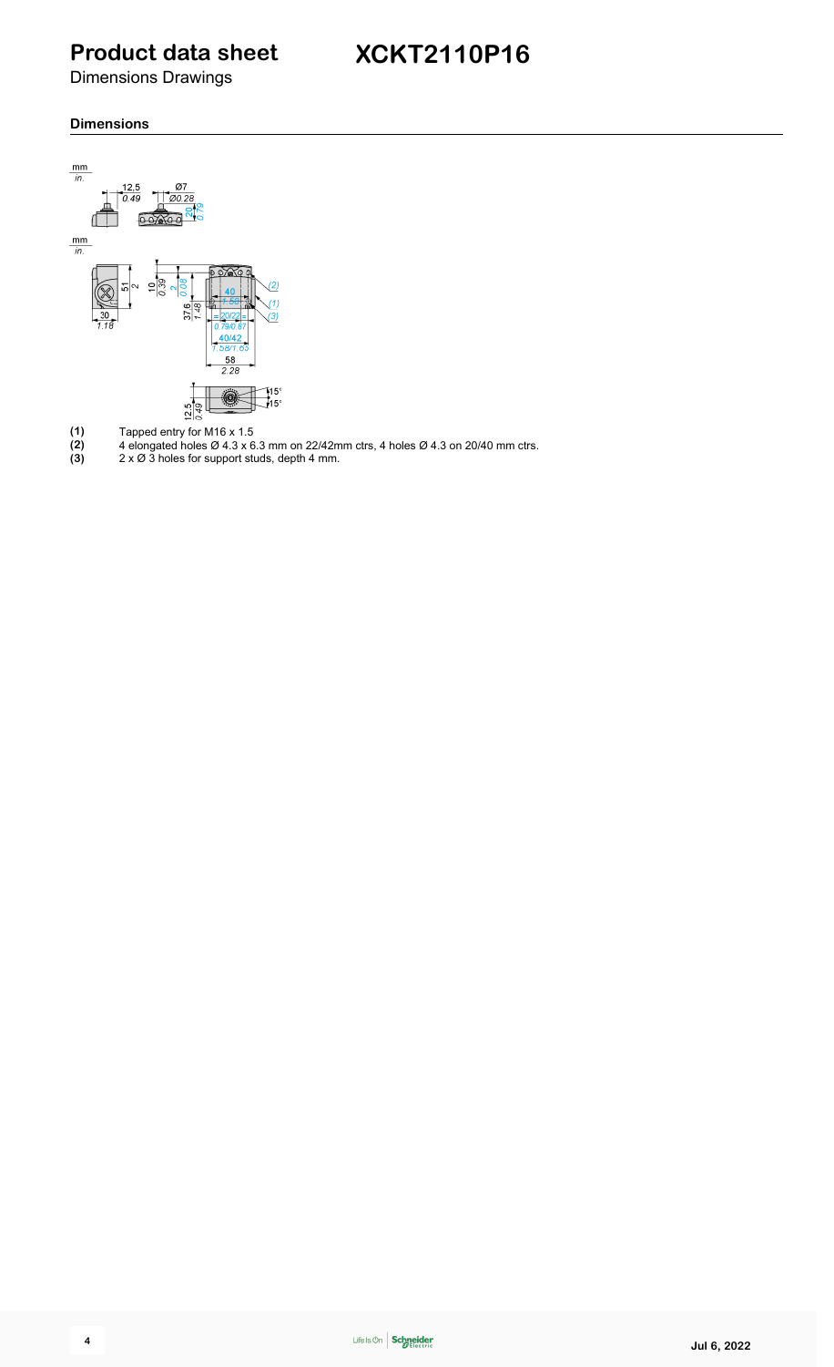# Product data sheet

Dimensions Drawings

# XCKT2110P16

### Dimensions

(1) Tapped entry for M16 x 1.5

(2) 4 elongated holes Ø 4.3 x 6.3 mm on 22/42mm ctrs, 4 holes Ø 4.3 on 20/40 mm ctrs.

(3) 2 x Ø 3 holes for support studs, depth 4 mm.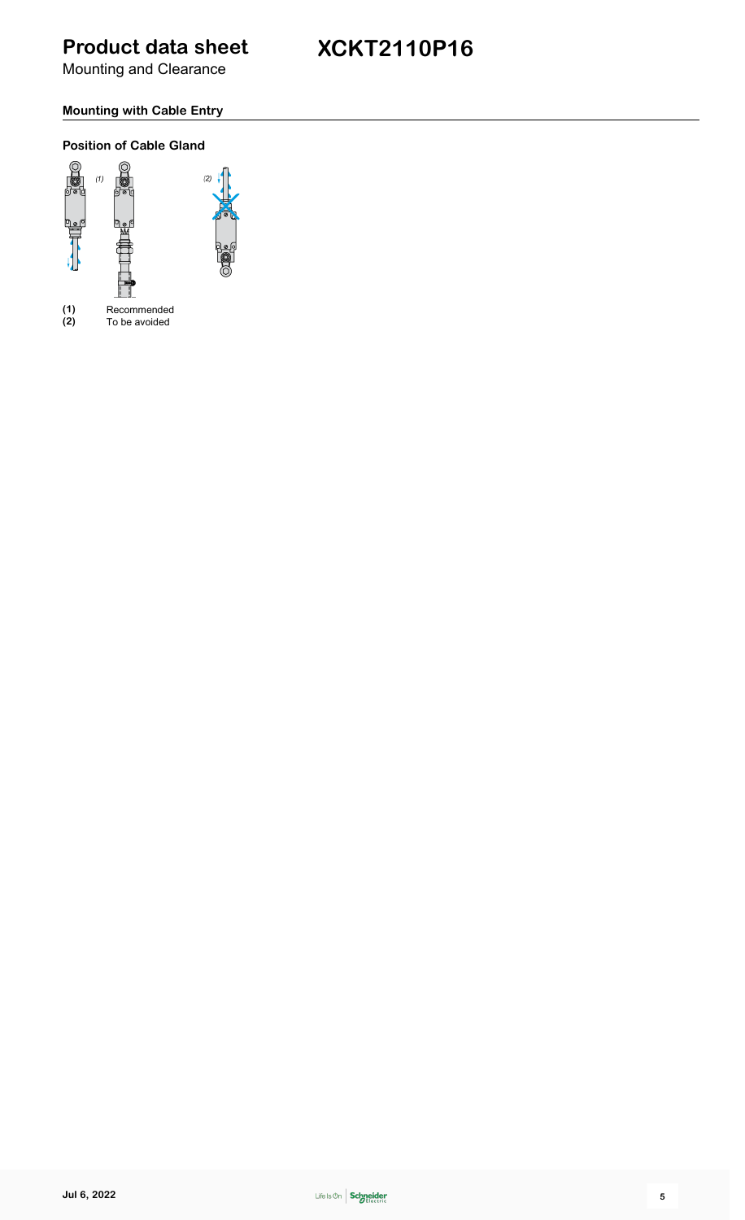# Product data sheet XCKT2110P16

Mounting and Clearance

## Mounting with Cable Entry

### Position of Cable Gland

(1) Recommended
(2) To be avoided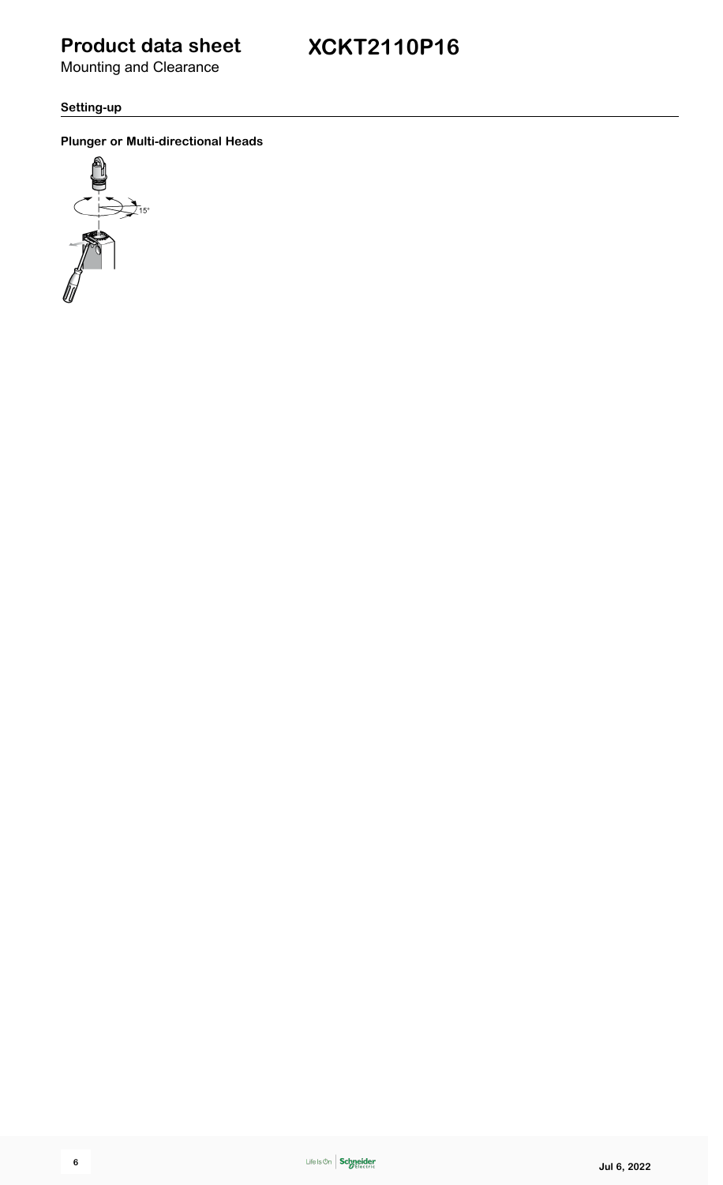# Product data sheet

Mounting and Clearance

# XCKT2110P16

## Setting-up

### Plunger or Multi-directional Heads

15°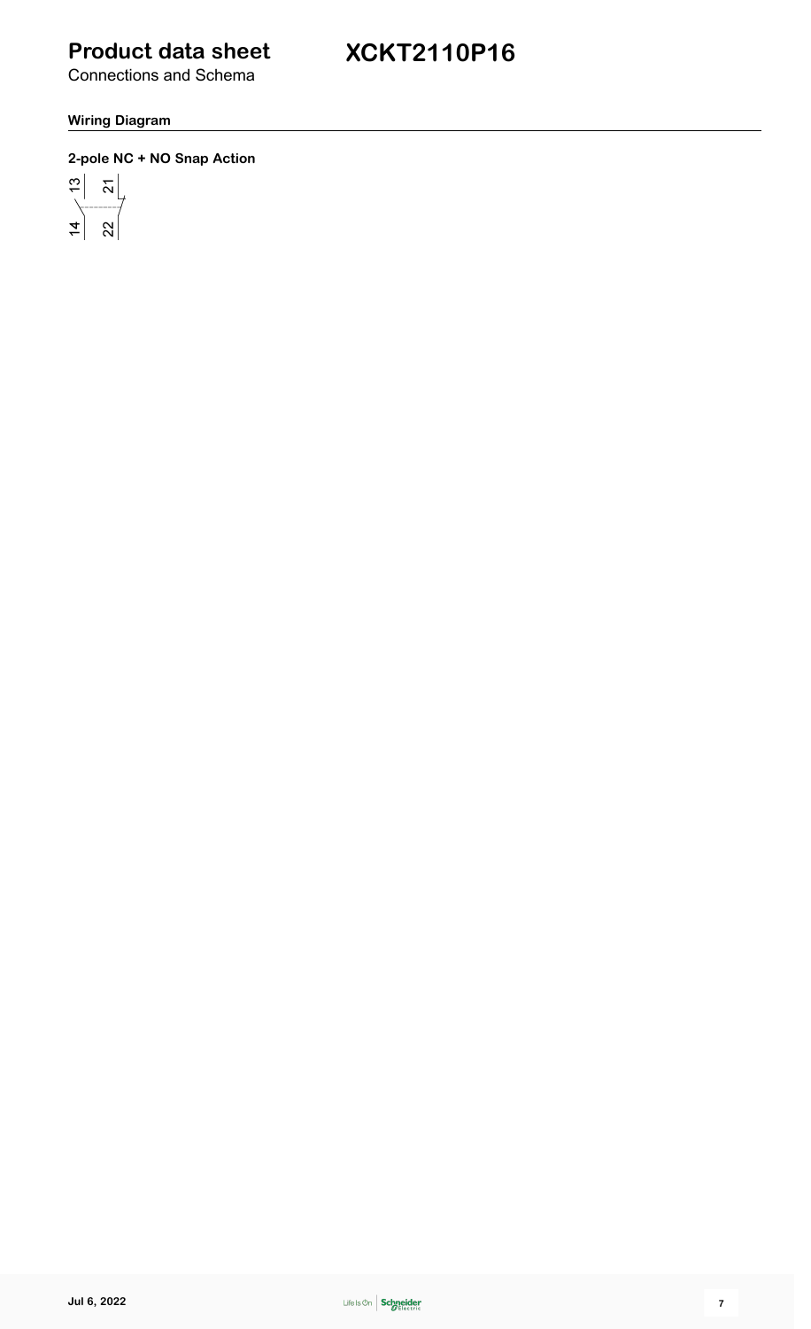# Product data sheet

Connections and Schema

# XCKT2110P16

## Wiring Diagram

### 2-pole NC + NO Snap Action

13 21

14 22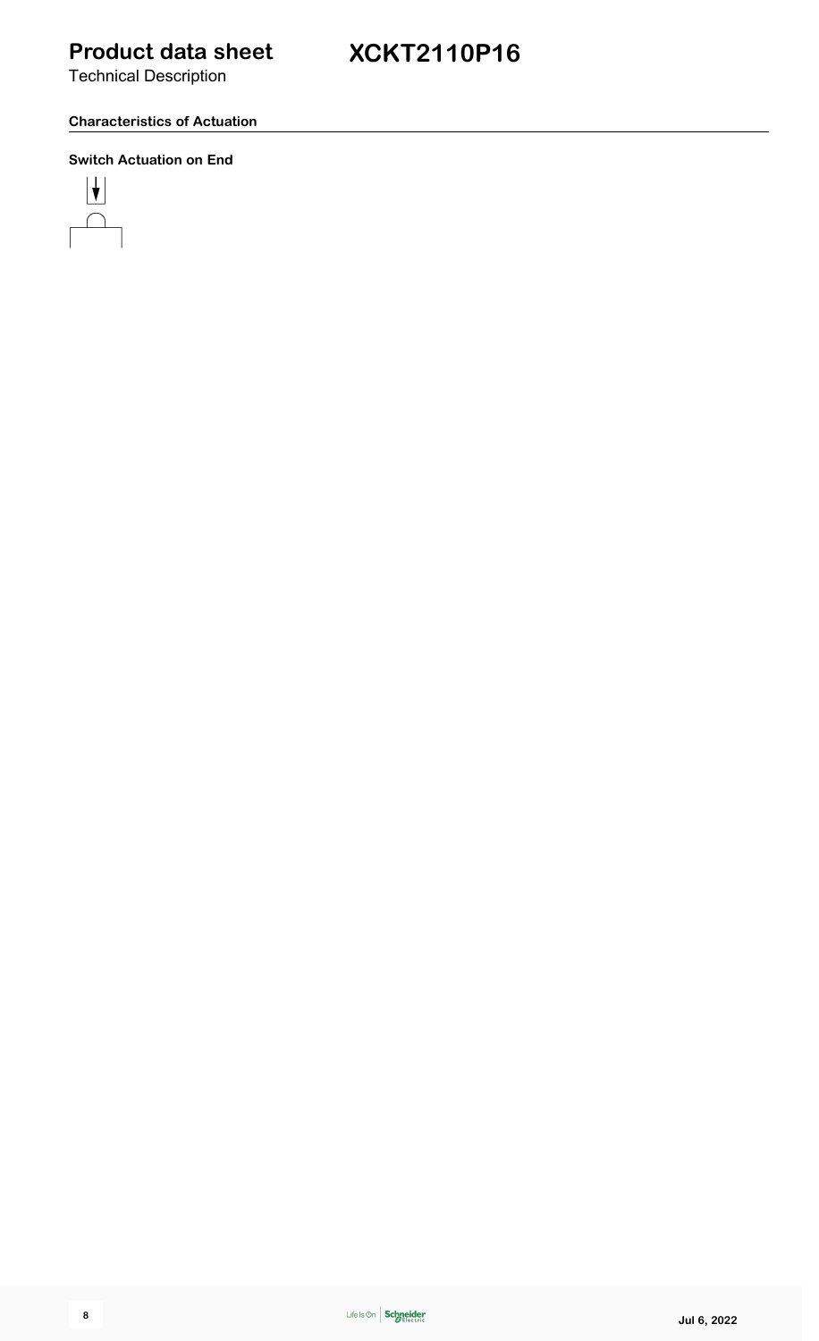# Product data sheet

Technical Description

# XCKT2110P16

## Characteristics of Actuation

### Switch Actuation on End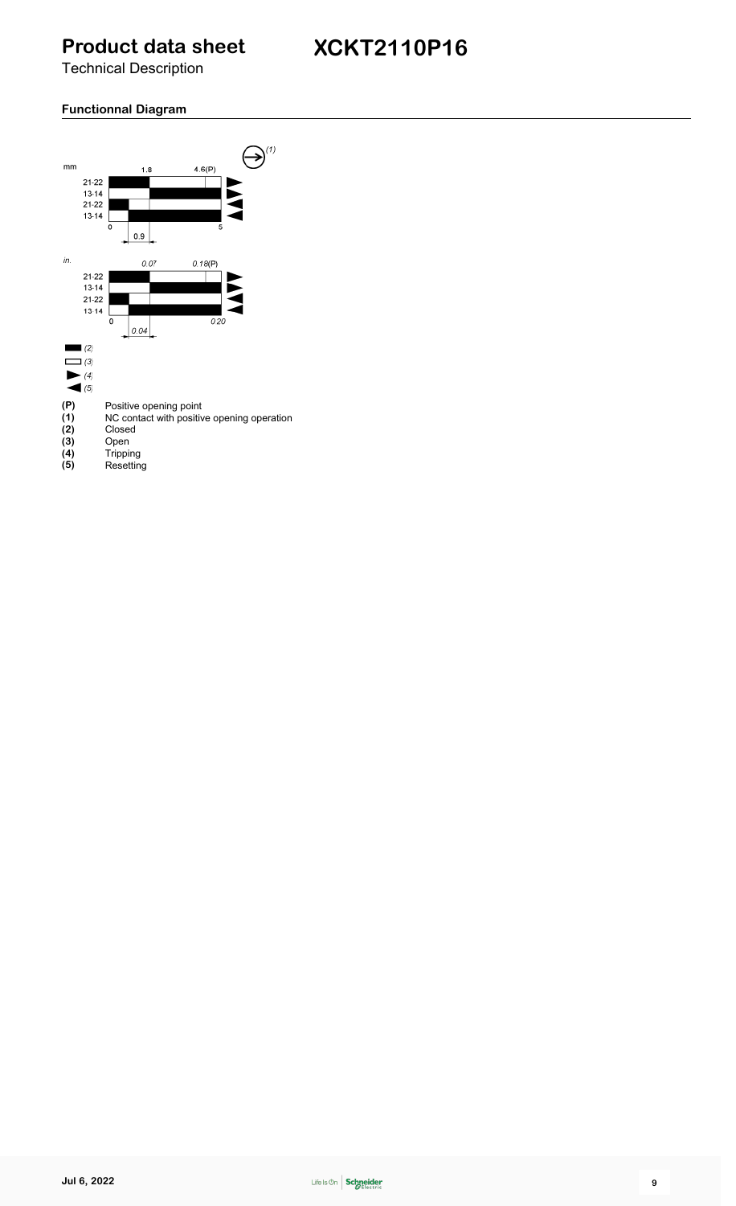# Product data sheet

Technical Description

# XCKT2110P16

## Functionnal Diagram

(1)

mm

1.8

4.6(P)

21-22

13-14

21-22

13-14

0

5

0.9

in.

0.07

0.18(P)

21-22

13-14

21-22

13-14

0

0.20

0.04

(2)

(3)

(4)

(5)

**(P)** Positive opening point
**(1)** NC contact with positive opening operation
**(2)** Closed
**(3)** Open
**(4)** Tripping
**(5)** Resetting